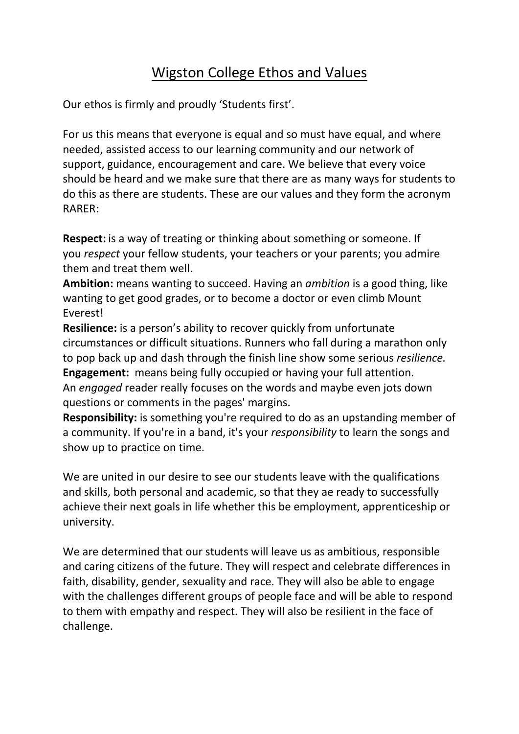# Wigston College Ethos and Values

Our ethos is firmly and proudly 'Students first'.

For us this means that everyone is equal and so must have equal, and where needed, assisted access to our learning community and our network of support, guidance, encouragement and care. We believe that every voice should be heard and we make sure that there are as many ways for students to do this as there are students. These are our values and they form the acronym RARER:

**Respect:** is a way of treating or thinking about something or someone. If you *respect* your fellow students, your teachers or your parents; you admire them and treat them well.
**Ambition:** means wanting to succeed. Having an *ambition* is a good thing, like wanting to get good grades, or to become a doctor or even climb Mount Everest!
**Resilience:** is a person's ability to recover quickly from unfortunate circumstances or difficult situations. Runners who fall during a marathon only to pop back up and dash through the finish line show some serious *resilience.*
**Engagement:** means being fully occupied or having your full attention. An *engaged* reader really focuses on the words and maybe even jots down questions or comments in the pages' margins.
**Responsibility:** is something you're required to do as an upstanding member of a community. If you're in a band, it's your *responsibility* to learn the songs and show up to practice on time.

We are united in our desire to see our students leave with the qualifications and skills, both personal and academic, so that they ae ready to successfully achieve their next goals in life whether this be employment, apprenticeship or university.

We are determined that our students will leave us as ambitious, responsible and caring citizens of the future. They will respect and celebrate differences in faith, disability, gender, sexuality and race. They will also be able to engage with the challenges different groups of people face and will be able to respond to them with empathy and respect. They will also be resilient in the face of challenge.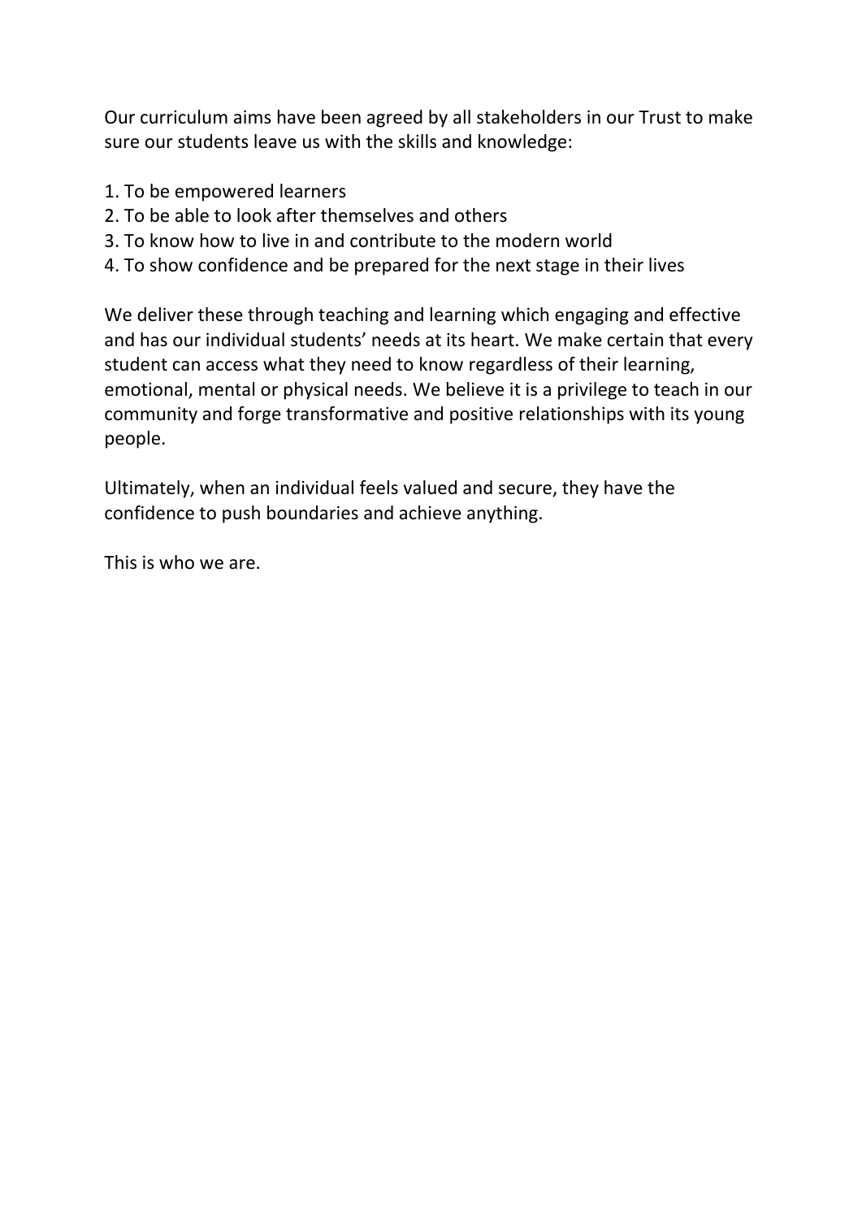Our curriculum aims have been agreed by all stakeholders in our Trust to make sure our students leave us with the skills and knowledge:

1. To be empowered learners
2. To be able to look after themselves and others
3. To know how to live in and contribute to the modern world
4. To show confidence and be prepared for the next stage in their lives

We deliver these through teaching and learning which engaging and effective and has our individual students' needs at its heart. We make certain that every student can access what they need to know regardless of their learning, emotional, mental or physical needs. We believe it is a privilege to teach in our community and forge transformative and positive relationships with its young people.

Ultimately, when an individual feels valued and secure, they have the confidence to push boundaries and achieve anything.

This is who we are.